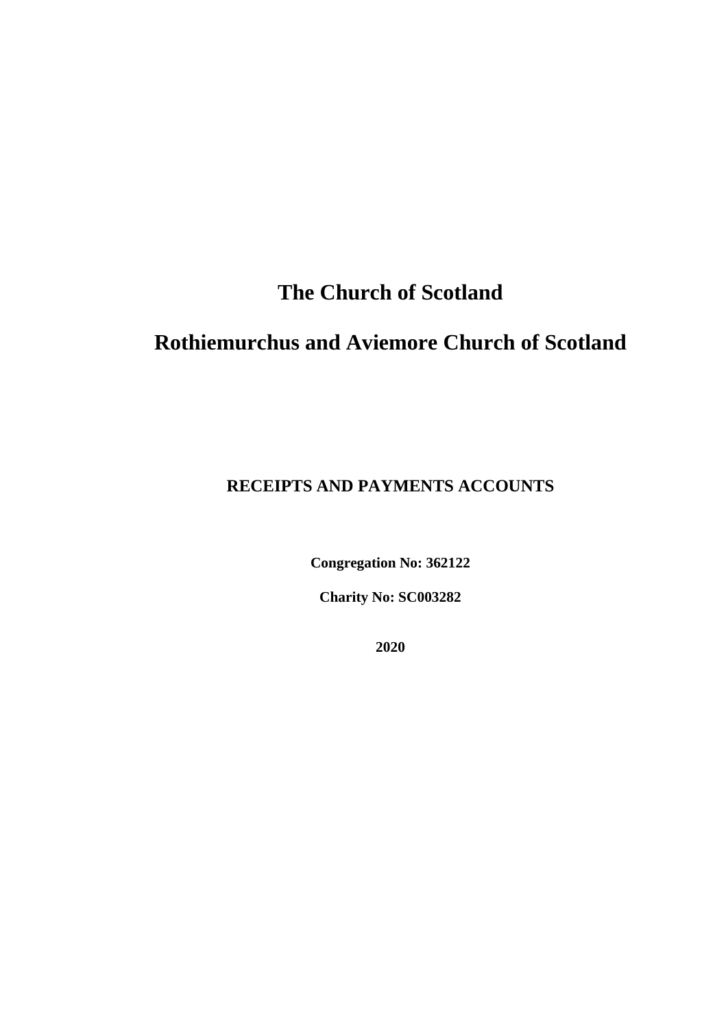# The Church of Scotland

# Rothiemurchus and Aviemore Church of Scotland

**RECEIPTS AND PAYMENTS ACCOUNTS**

**Congregation No: 362122**

**Charity No: SC003282**

**2020**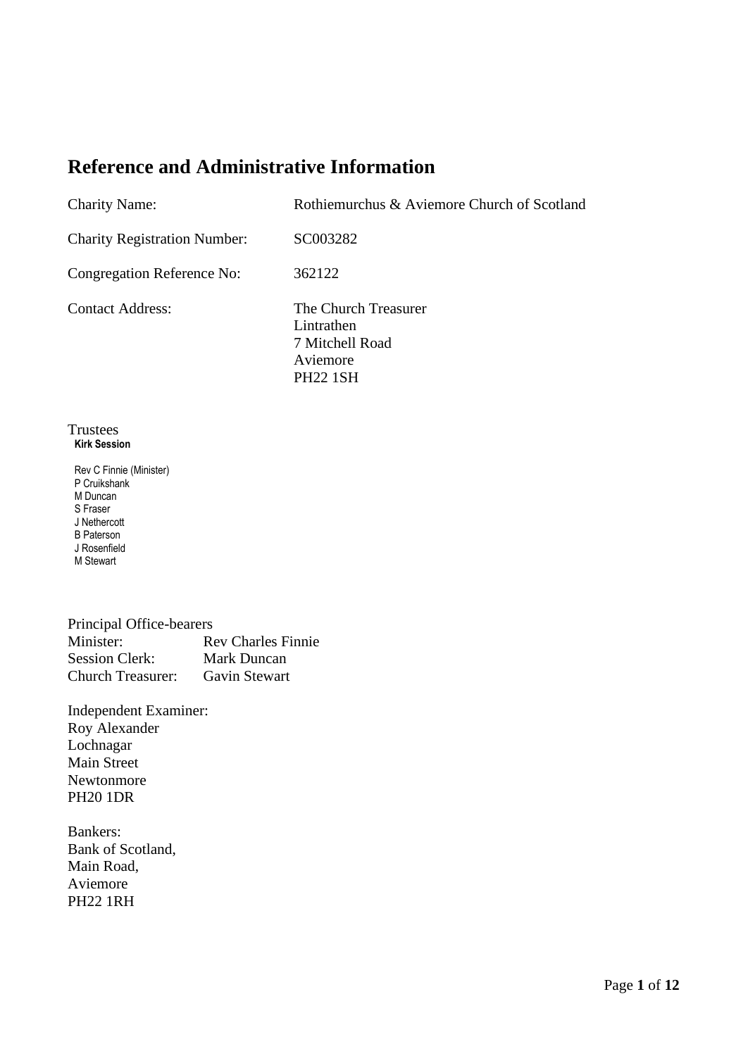# Reference and Administrative Information

| | |
|---|---|
| Charity Name: | Rothiemurchus & Aviemore Church of Scotland |
| Charity Registration Number: | SC003282 |
| Congregation Reference No: | 362122 |
| Contact Address: | The Church Treasurer<br>Lintrathen<br>7 Mitchell Road<br>Aviemore<br>PH22 1SH |

Trustees

**Kirk Session**

Rev C Finnie (Minister)
P Cruikshank
M Duncan
S Fraser
J Nethercott
B Paterson
J Rosenfield
M Stewart

Principal Office-bearers

| | |
|---|---|
| Minister: | Rev Charles Finnie |
| Session Clerk: | Mark Duncan |
| Church Treasurer: | Gavin Stewart |

Independent Examiner:
Roy Alexander
Lochnagar
Main Street
Newtonmore
PH20 1DR

Bankers:
Bank of Scotland,
Main Road,
Aviemore
PH22 1RH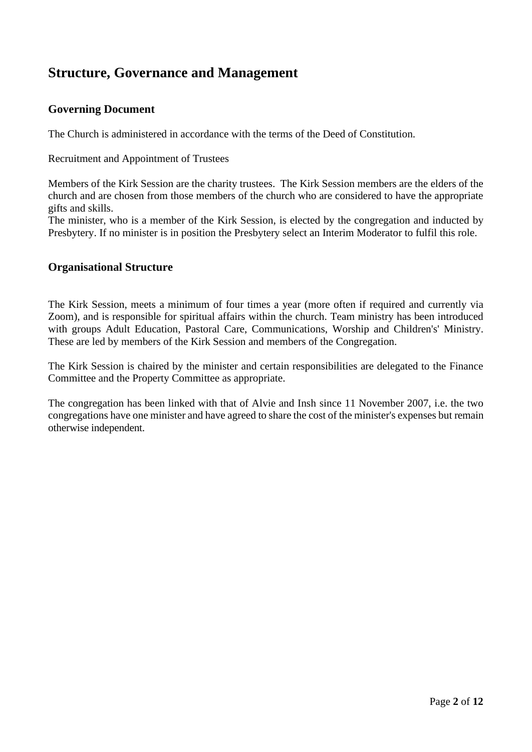## Structure, Governance and Management

### Governing Document

The Church is administered in accordance with the terms of the Deed of Constitution.

Recruitment and Appointment of Trustees

Members of the Kirk Session are the charity trustees. The Kirk Session members are the elders of the church and are chosen from those members of the church who are considered to have the appropriate gifts and skills.
The minister, who is a member of the Kirk Session, is elected by the congregation and inducted by Presbytery. If no minister is in position the Presbytery select an Interim Moderator to fulfil this role.

### Organisational Structure

The Kirk Session, meets a minimum of four times a year (more often if required and currently via Zoom), and is responsible for spiritual affairs within the church. Team ministry has been introduced with groups Adult Education, Pastoral Care, Communications, Worship and Children's' Ministry. These are led by members of the Kirk Session and members of the Congregation.

The Kirk Session is chaired by the minister and certain responsibilities are delegated to the Finance Committee and the Property Committee as appropriate.

The congregation has been linked with that of Alvie and Insh since 11 November 2007, i.e. the two congregations have one minister and have agreed to share the cost of the minister's expenses but remain otherwise independent.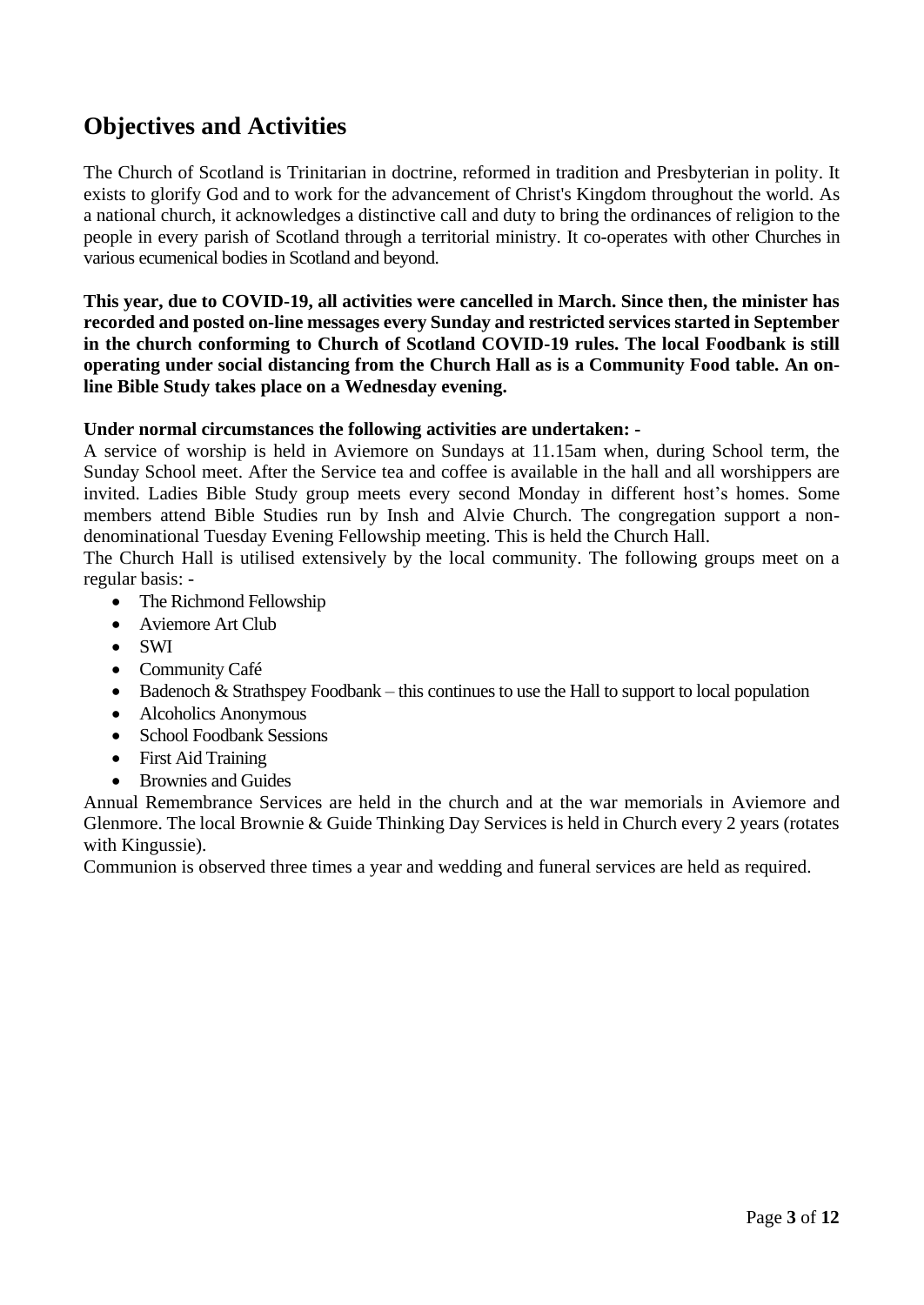## Objectives and Activities

The Church of Scotland is Trinitarian in doctrine, reformed in tradition and Presbyterian in polity. It exists to glorify God and to work for the advancement of Christ's Kingdom throughout the world. As a national church, it acknowledges a distinctive call and duty to bring the ordinances of religion to the people in every parish of Scotland through a territorial ministry. It co-operates with other Churches in various ecumenical bodies in Scotland and beyond.

**This year, due to COVID-19, all activities were cancelled in March. Since then, the minister has recorded and posted on-line messages every Sunday and restricted services started in September in the church conforming to Church of Scotland COVID-19 rules. The local Foodbank is still operating under social distancing from the Church Hall as is a Community Food table. An on-line Bible Study takes place on a Wednesday evening.**

**Under normal circumstances the following activities are undertaken: -**

A service of worship is held in Aviemore on Sundays at 11.15am when, during School term, the Sunday School meet. After the Service tea and coffee is available in the hall and all worshippers are invited. Ladies Bible Study group meets every second Monday in different host's homes. Some members attend Bible Studies run by Insh and Alvie Church. The congregation support a non-denominational Tuesday Evening Fellowship meeting. This is held the Church Hall.

The Church Hall is utilised extensively by the local community. The following groups meet on a regular basis: -

- The Richmond Fellowship
- Aviemore Art Club
- SWI
- Community Café
- Badenoch & Strathspey Foodbank – this continues to use the Hall to support to local population
- Alcoholics Anonymous
- School Foodbank Sessions
- First Aid Training
- Brownies and Guides

Annual Remembrance Services are held in the church and at the war memorials in Aviemore and Glenmore. The local Brownie & Guide Thinking Day Services is held in Church every 2 years (rotates with Kingussie).

Communion is observed three times a year and wedding and funeral services are held as required.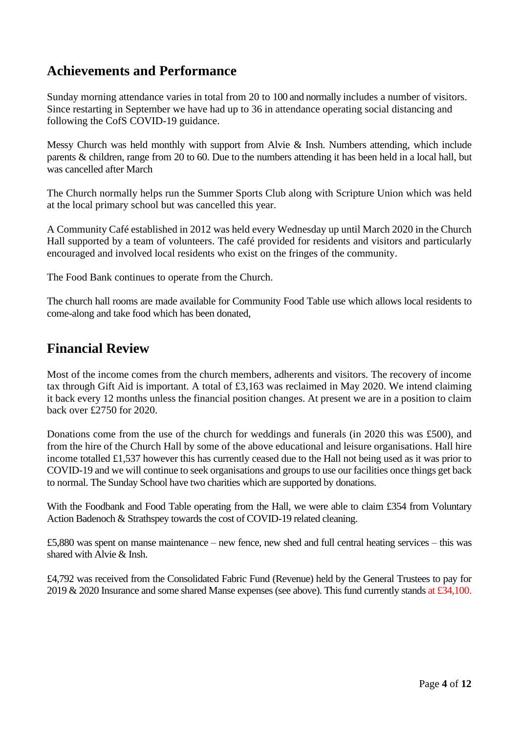## Achievements and Performance

Sunday morning attendance varies in total from 20 to 100 and normally includes a number of visitors. Since restarting in September we have had up to 36 in attendance operating social distancing and following the CofS COVID-19 guidance.

Messy Church was held monthly with support from Alvie & Insh. Numbers attending, which include parents & children, range from 20 to 60. Due to the numbers attending it has been held in a local hall, but was cancelled after March

The Church normally helps run the Summer Sports Club along with Scripture Union which was held at the local primary school but was cancelled this year.

A Community Café established in 2012 was held every Wednesday up until March 2020 in the Church Hall supported by a team of volunteers. The café provided for residents and visitors and particularly encouraged and involved local residents who exist on the fringes of the community.

The Food Bank continues to operate from the Church.

The church hall rooms are made available for Community Food Table use which allows local residents to come-along and take food which has been donated,

## Financial Review

Most of the income comes from the church members, adherents and visitors. The recovery of income tax through Gift Aid is important. A total of £3,163 was reclaimed in May 2020. We intend claiming it back every 12 months unless the financial position changes. At present we are in a position to claim back over £2750 for 2020.

Donations come from the use of the church for weddings and funerals (in 2020 this was £500), and from the hire of the Church Hall by some of the above educational and leisure organisations. Hall hire income totalled £1,537 however this has currently ceased due to the Hall not being used as it was prior to COVID-19 and we will continue to seek organisations and groups to use our facilities once things get back to normal. The Sunday School have two charities which are supported by donations.

With the Foodbank and Food Table operating from the Hall, we were able to claim £354 from Voluntary Action Badenoch & Strathspey towards the cost of COVID-19 related cleaning.

£5,880 was spent on manse maintenance – new fence, new shed and full central heating services – this was shared with Alvie & Insh.

£4,792 was received from the Consolidated Fabric Fund (Revenue) held by the General Trustees to pay for 2019 & 2020 Insurance and some shared Manse expenses (see above). This fund currently stands at £34,100.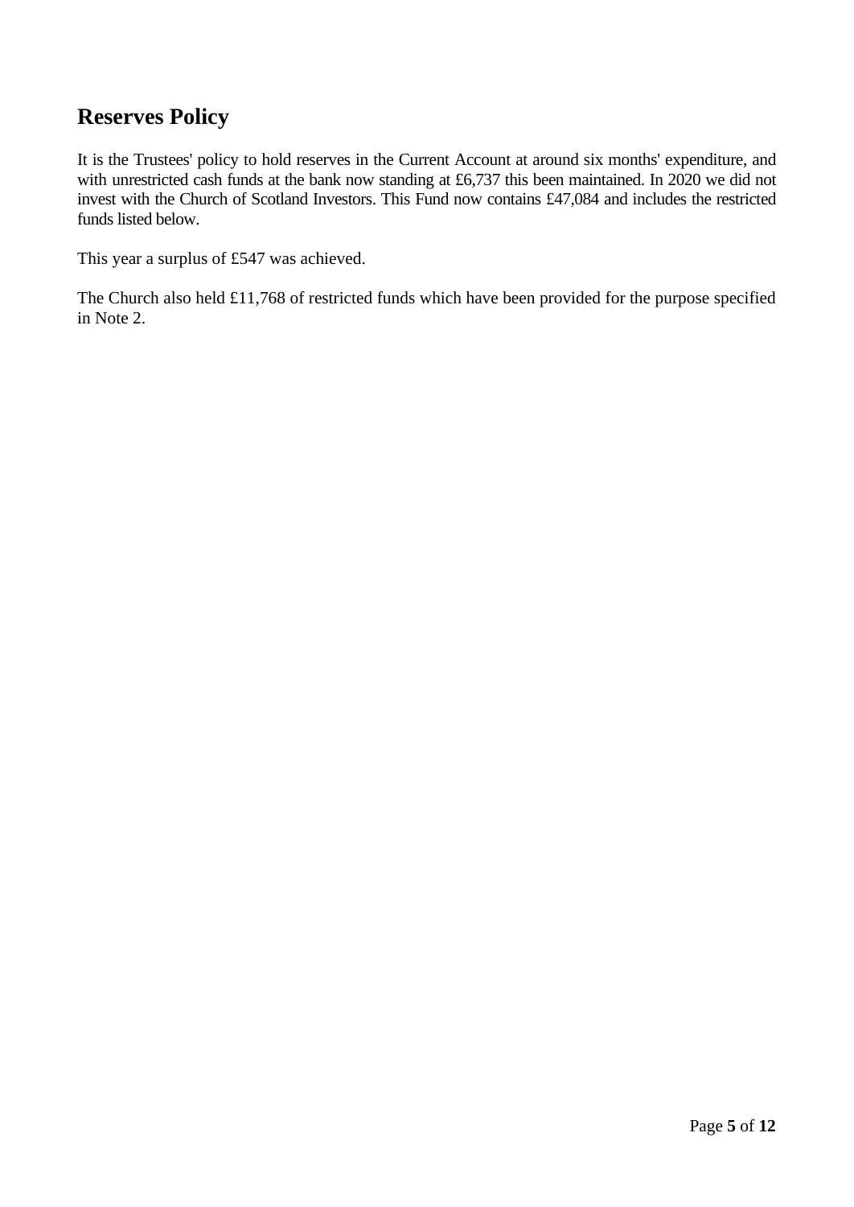## Reserves Policy

It is the Trustees' policy to hold reserves in the Current Account at around six months' expenditure, and with unrestricted cash funds at the bank now standing at £6,737 this been maintained. In 2020 we did not invest with the Church of Scotland Investors. This Fund now contains £47,084 and includes the restricted funds listed below.

This year a surplus of £547 was achieved.

The Church also held £11,768 of restricted funds which have been provided for the purpose specified in Note 2.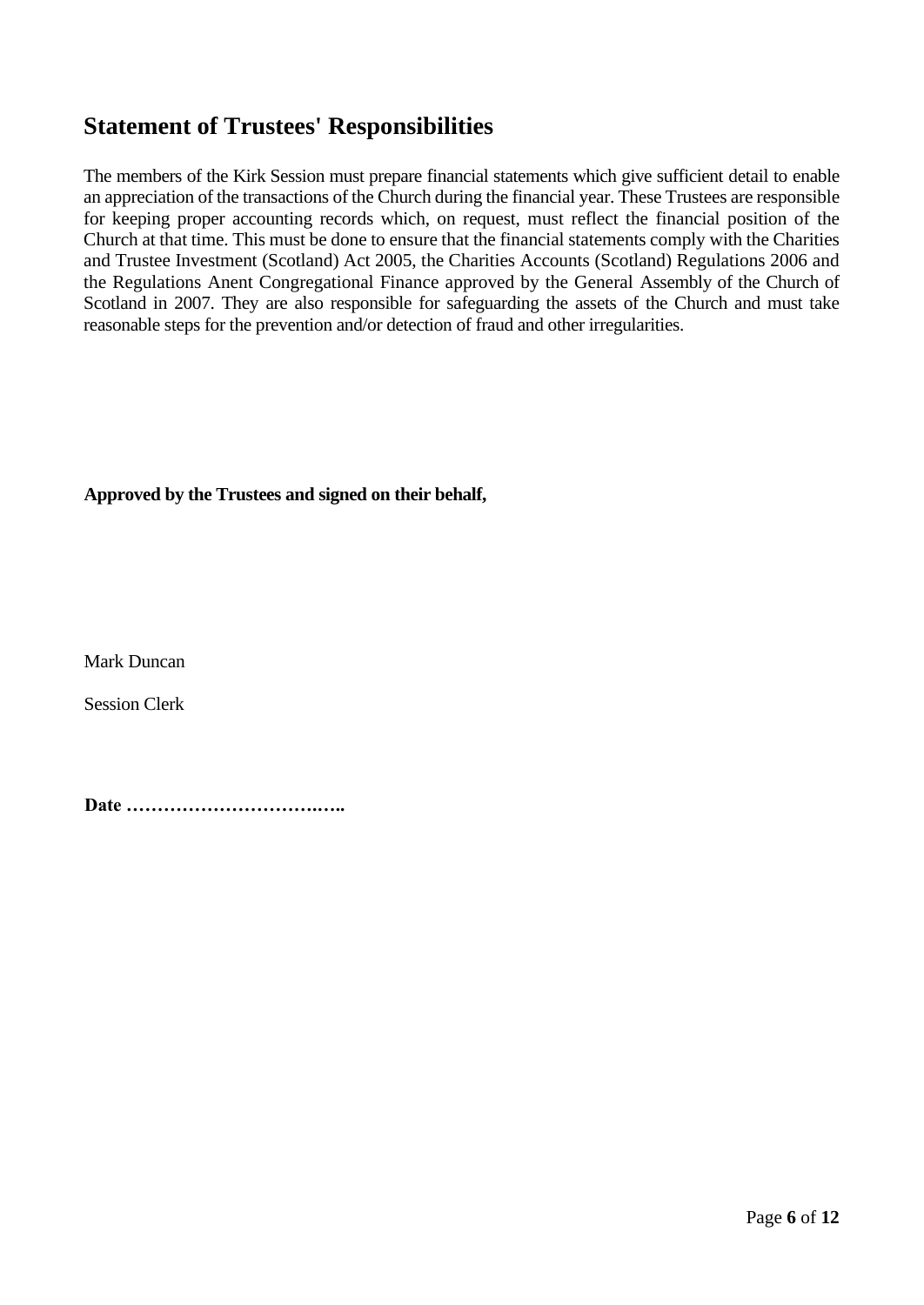## Statement of Trustees' Responsibilities

The members of the Kirk Session must prepare financial statements which give sufficient detail to enable an appreciation of the transactions of the Church during the financial year. These Trustees are responsible for keeping proper accounting records which, on request, must reflect the financial position of the Church at that time. This must be done to ensure that the financial statements comply with the Charities and Trustee Investment (Scotland) Act 2005, the Charities Accounts (Scotland) Regulations 2006 and the Regulations Anent Congregational Finance approved by the General Assembly of the Church of Scotland in 2007. They are also responsible for safeguarding the assets of the Church and must take reasonable steps for the prevention and/or detection of fraud and other irregularities.

**Approved by the Trustees and signed on their behalf,**

Mark Duncan

Session Clerk

**Date …………………………….…..**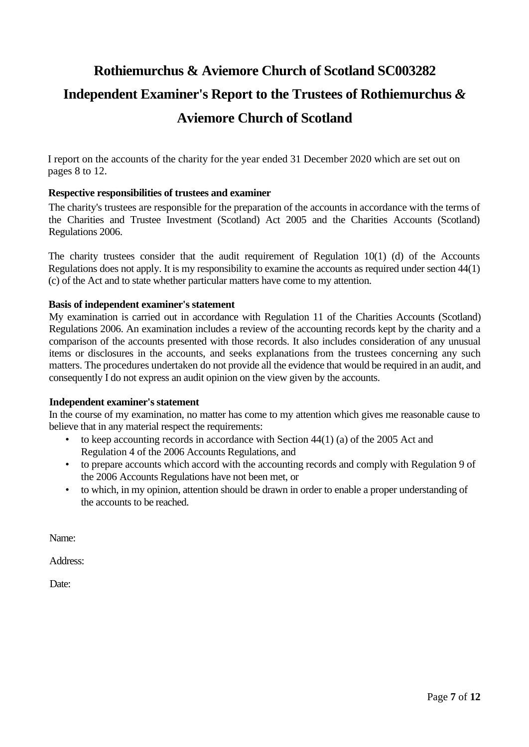# Rothiemurchus & Aviemore Church of Scotland SC003282

# Independent Examiner's Report to the Trustees of Rothiemurchus & Aviemore Church of Scotland

I report on the accounts of the charity for the year ended 31 December 2020 which are set out on pages 8 to 12.

**Respective responsibilities of trustees and examiner**

The charity's trustees are responsible for the preparation of the accounts in accordance with the terms of the Charities and Trustee Investment (Scotland) Act 2005 and the Charities Accounts (Scotland) Regulations 2006.

The charity trustees consider that the audit requirement of Regulation 10(1) (d) of the Accounts Regulations does not apply. It is my responsibility to examine the accounts as required under section 44(1) (c) of the Act and to state whether particular matters have come to my attention.

**Basis of independent examiner's statement**

My examination is carried out in accordance with Regulation 11 of the Charities Accounts (Scotland) Regulations 2006. An examination includes a review of the accounting records kept by the charity and a comparison of the accounts presented with those records. It also includes consideration of any unusual items or disclosures in the accounts, and seeks explanations from the trustees concerning any such matters. The procedures undertaken do not provide all the evidence that would be required in an audit, and consequently I do not express an audit opinion on the view given by the accounts.

**Independent examiner's statement**

In the course of my examination, no matter has come to my attention which gives me reasonable cause to believe that in any material respect the requirements:

- to keep accounting records in accordance with Section 44(1) (a) of the 2005 Act and Regulation 4 of the 2006 Accounts Regulations, and
- to prepare accounts which accord with the accounting records and comply with Regulation 9 of the 2006 Accounts Regulations have not been met, or
- to which, in my opinion, attention should be drawn in order to enable a proper understanding of the accounts to be reached.

Name:

Address:

Date: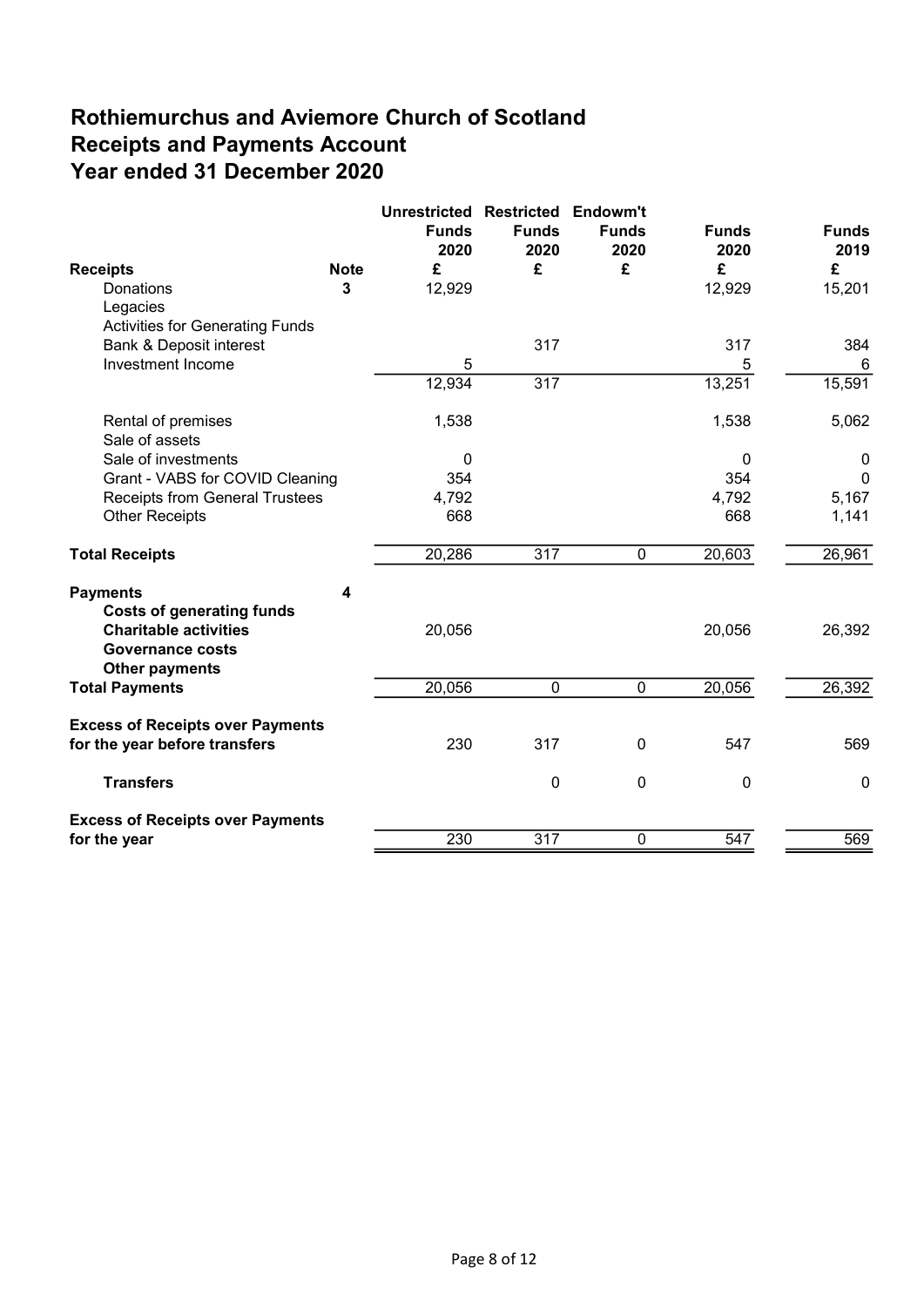# Rothiemurchus and Aviemore Church of Scotland
# Receipts and Payments Account
# Year ended 31 December 2020

| Receipts | Note | Unrestricted Funds 2020 £ | Restricted Funds 2020 £ | Endowm't Funds 2020 £ | Funds 2020 £ | Funds 2019 £ |
|---|---|---|---|---|---|---|
| Donations | 3 | 12,929 | | | 12,929 | 15,201 |
| Legacies | | | | | | |
| Activities for Generating Funds | | | | | | |
| Bank & Deposit interest | | | 317 | | 317 | 384 |
| Investment Income | | 5 | | | 5 | 6 |
| | | 12,934 | 317 | | 13,251 | 15,591 |
| Rental of premises | | 1,538 | | | 1,538 | 5,062 |
| Sale of assets | | | | | | |
| Sale of investments | | 0 | | | 0 | 0 |
| Grant - VABS for COVID Cleaning | | 354 | | | 354 | 0 |
| Receipts from General Trustees | | 4,792 | | | 4,792 | 5,167 |
| Other Receipts | | 668 | | | 668 | 1,141 |
| **Total Receipts** | | 20,286 | 317 | 0 | 20,603 | 26,961 |
| **Payments** | 4 | | | | | |
| **Costs of generating funds** | | | | | | |
| **Charitable activities** | | 20,056 | | | 20,056 | 26,392 |
| **Governance costs** | | | | | | |
| **Other payments** | | | | | | |
| **Total Payments** | | 20,056 | 0 | 0 | 20,056 | 26,392 |
| **Excess of Receipts over Payments for the year before transfers** | | 230 | 317 | 0 | 547 | 569 |
| **Transfers** | | | 0 | 0 | 0 | 0 |
| **Excess of Receipts over Payments for the year** | | 230 | 317 | 0 | 547 | 569 |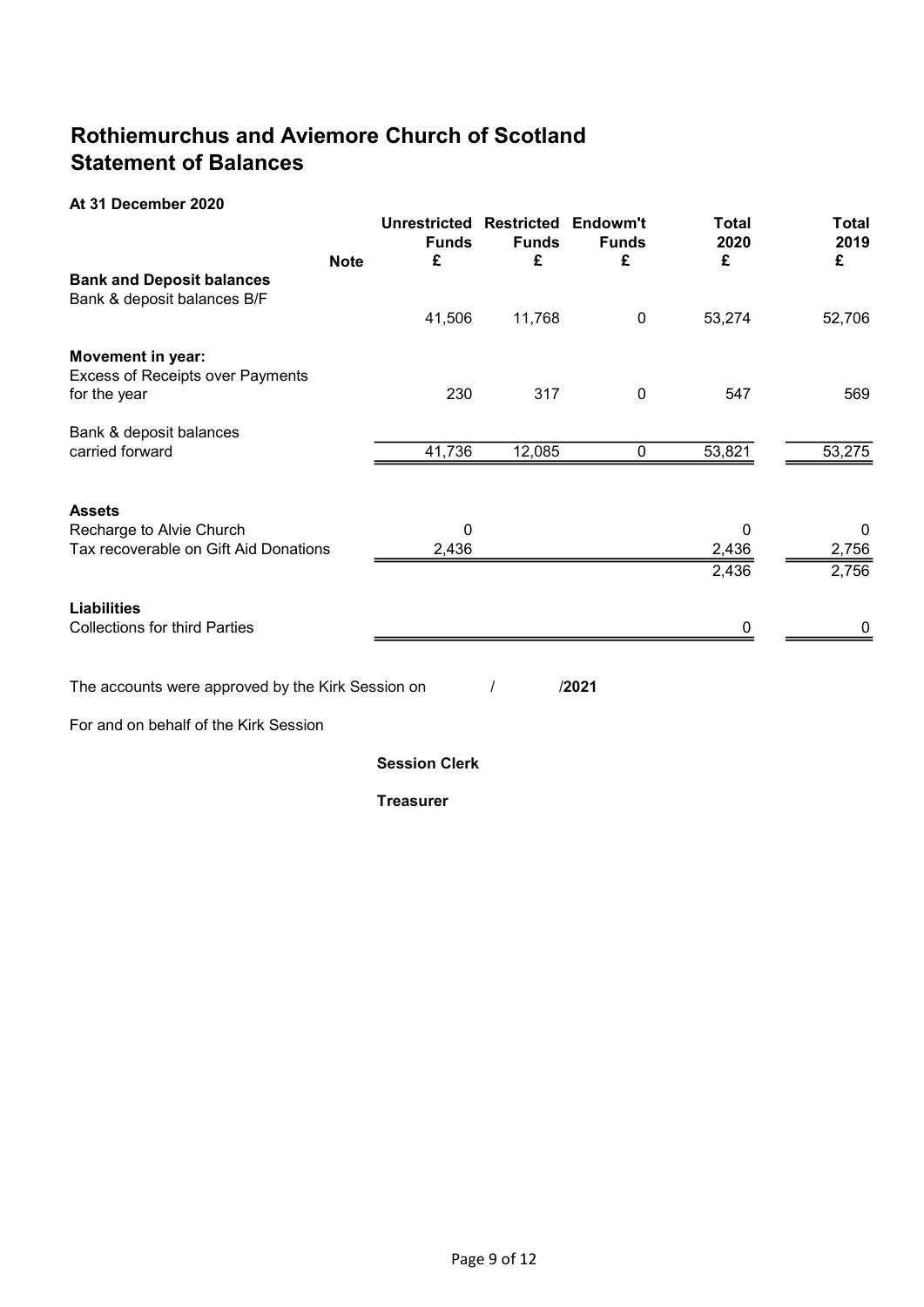# Rothiemurchus and Aviemore Church of Scotland
# Statement of Balances

**At 31 December 2020**

| | Note | Unrestricted Funds £ | Restricted Funds £ | Endowm't Funds £ | Total 2020 £ | Total 2019 £ |
|---|---|---|---|---|---|---|
| **Bank and Deposit balances** | | | | | | |
| Bank & deposit balances B/F | | 41,506 | 11,768 | 0 | 53,274 | 52,706 |
| **Movement in year:** | | | | | | |
| Excess of Receipts over Payments for the year | | 230 | 317 | 0 | 547 | 569 |
| Bank & deposit balances carried forward | | 41,736 | 12,085 | 0 | 53,821 | 53,275 |
| **Assets** | | | | | | |
| Recharge to Alvie Church | | 0 | | | 0 | 0 |
| Tax recoverable on Gift Aid Donations | | 2,436 | | | 2,436 | 2,756 |
| | | | | | 2,436 | 2,756 |
| **Liabilities** | | | | | | |
| Collections for third Parties | | | | | 0 | 0 |

The accounts were approved by the Kirk Session on / **/2021**

For and on behalf of the Kirk Session

**Session Clerk**

**Treasurer**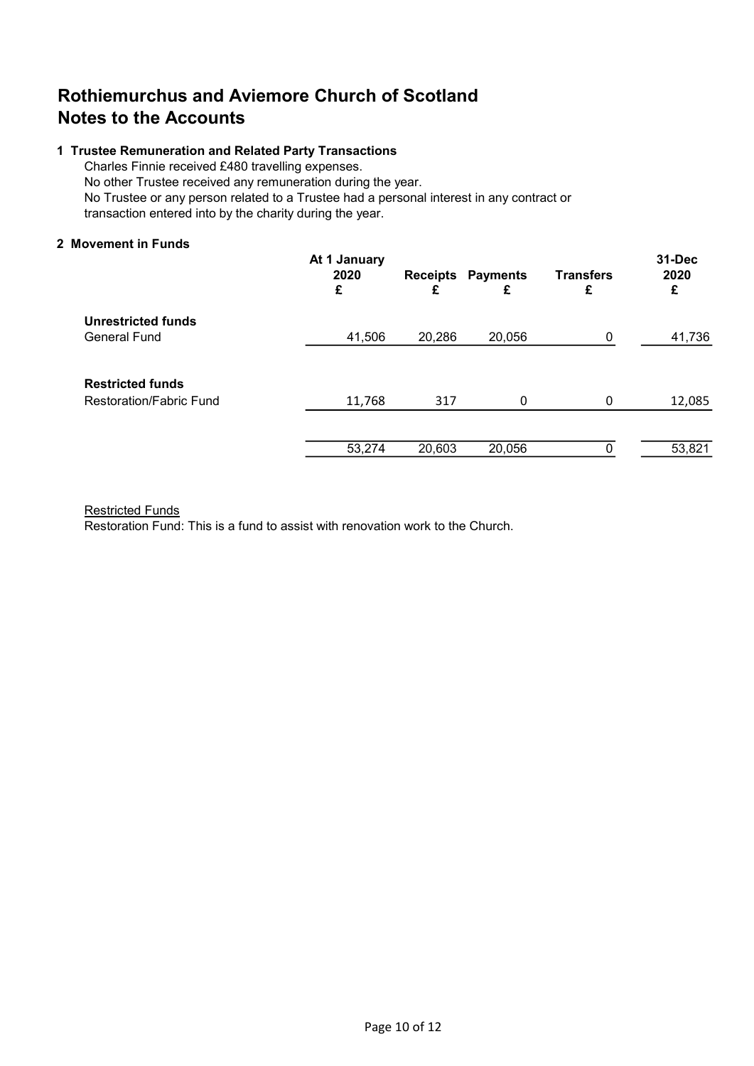# Rothiemurchus and Aviemore Church of Scotland
# Notes to the Accounts

### 1 Trustee Remuneration and Related Party Transactions

Charles Finnie received £480 travelling expenses.
No other Trustee received any remuneration during the year.
No Trustee or any person related to a Trustee had a personal interest in any contract or transaction entered into by the charity during the year.

### 2 Movement in Funds

| | At 1 January 2020 £ | Receipts £ | Payments £ | Transfers £ | 31-Dec 2020 £ |
|---|---|---|---|---|---|
| **Unrestricted funds** | | | | | |
| General Fund | 41,506 | 20,286 | 20,056 | 0 | 41,736 |
| **Restricted funds** | | | | | |
| Restoration/Fabric Fund | 11,768 | 317 | 0 | 0 | 12,085 |
| | 53,274 | 20,603 | 20,056 | 0 | 53,821 |

Restricted Funds
Restoration Fund: This is a fund to assist with renovation work to the Church.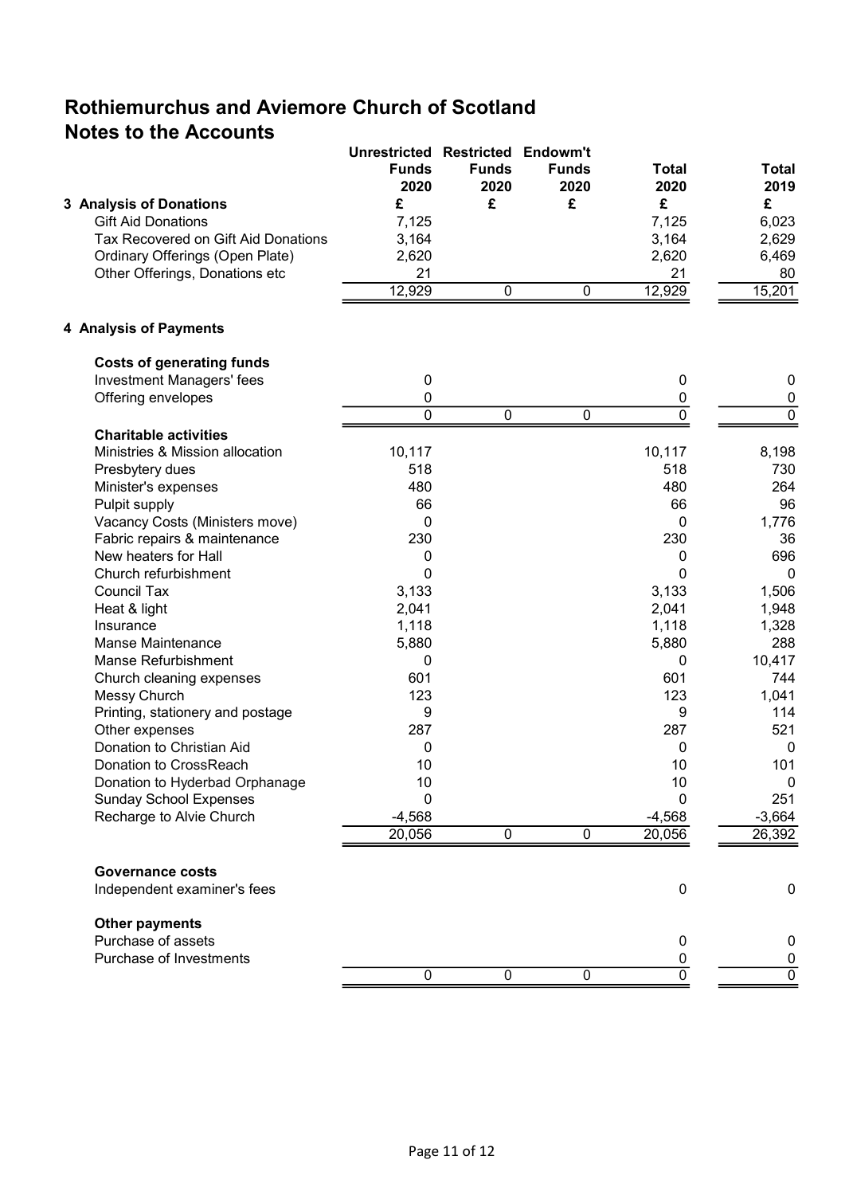# Rothiemurchus and Aviemore Church of Scotland
## Notes to the Accounts

| | Unrestricted Funds 2020 | Restricted Funds 2020 | Endowm't Funds 2020 | Total 2020 | Total 2019 |
|---|---|---|---|---|---|
| **3 Analysis of Donations** | £ | £ | £ | £ | £ |
| Gift Aid Donations | 7,125 | | | 7,125 | 6,023 |
| Tax Recovered on Gift Aid Donations | 3,164 | | | 3,164 | 2,629 |
| Ordinary Offerings (Open Plate) | 2,620 | | | 2,620 | 6,469 |
| Other Offerings, Donations etc | 21 | | | 21 | 80 |
| | 12,929 | 0 | 0 | 12,929 | 15,201 |
| **4 Analysis of Payments** | | | | | |
| **Costs of generating funds** | | | | | |
| Investment Managers' fees | 0 | | | 0 | 0 |
| Offering envelopes | 0 | | | 0 | 0 |
| | 0 | 0 | 0 | 0 | 0 |
| **Charitable activities** | | | | | |
| Ministries & Mission allocation | 10,117 | | | 10,117 | 8,198 |
| Presbytery dues | 518 | | | 518 | 730 |
| Minister's expenses | 480 | | | 480 | 264 |
| Pulpit supply | 66 | | | 66 | 96 |
| Vacancy Costs (Ministers move) | 0 | | | 0 | 1,776 |
| Fabric repairs & maintenance | 230 | | | 230 | 36 |
| New heaters for Hall | 0 | | | 0 | 696 |
| Church refurbishment | 0 | | | 0 | 0 |
| Council Tax | 3,133 | | | 3,133 | 1,506 |
| Heat & light | 2,041 | | | 2,041 | 1,948 |
| Insurance | 1,118 | | | 1,118 | 1,328 |
| Manse Maintenance | 5,880 | | | 5,880 | 288 |
| Manse Refurbishment | 0 | | | 0 | 10,417 |
| Church cleaning expenses | 601 | | | 601 | 744 |
| Messy Church | 123 | | | 123 | 1,041 |
| Printing, stationery and postage | 9 | | | 9 | 114 |
| Other expenses | 287 | | | 287 | 521 |
| Donation to Christian Aid | 0 | | | 0 | 0 |
| Donation to CrossReach | 10 | | | 10 | 101 |
| Donation to Hyderbad Orphanage | 10 | | | 10 | 0 |
| Sunday School Expenses | 0 | | | 0 | 251 |
| Recharge to Alvie Church | -4,568 | | | -4,568 | -3,664 |
| | 20,056 | 0 | 0 | 20,056 | 26,392 |
| **Governance costs** | | | | | |
| Independent examiner's fees | | | | 0 | 0 |
| **Other payments** | | | | | |
| Purchase of assets | | | | 0 | 0 |
| Purchase of Investments | | | | 0 | 0 |
| | 0 | 0 | 0 | 0 | 0 |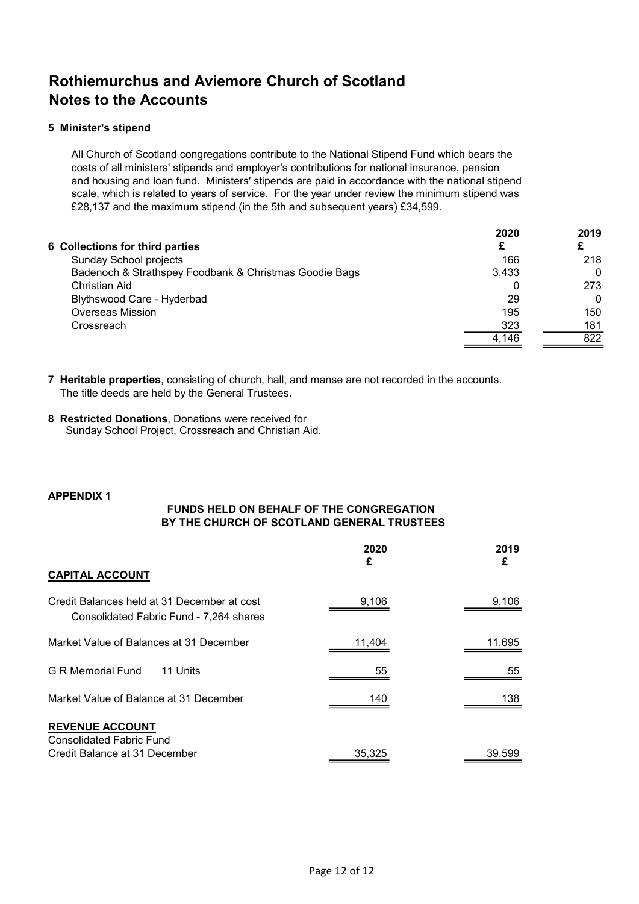# Rothiemurchus and Aviemore Church of Scotland
# Notes to the Accounts

**5 Minister's stipend**

All Church of Scotland congregations contribute to the National Stipend Fund which bears the costs of all ministers' stipends and employer's contributions for national insurance, pension and housing and loan fund. Ministers' stipends are paid in accordance with the national stipend scale, which is related to years of service. For the year under review the minimum stipend was £28,137 and the maximum stipend (in the 5th and subsequent years) £34,599.

| **6 Collections for third parties** | **2020 £** | **2019 £** |
|---|---|---|
| Sunday School projects | 166 | 218 |
| Badenoch & Strathspey Foodbank & Christmas Goodie Bags | 3,433 | 0 |
| Christian Aid | 0 | 273 |
| Blythswood Care - Hyderbad | 29 | 0 |
| Overseas Mission | 195 | 150 |
| Crossreach | 323 | 181 |
| | 4,146 | 822 |

**7 Heritable properties**, consisting of church, hall, and manse are not recorded in the accounts. The title deeds are held by the General Trustees.

**8 Restricted Donations**, Donations were received for Sunday School Project, Crossreach and Christian Aid.

**APPENDIX 1**

**FUNDS HELD ON BEHALF OF THE CONGREGATION BY THE CHURCH OF SCOTLAND GENERAL TRUSTEES**

| | **2020 £** | **2019 £** |
|---|---|---|
| **CAPITAL ACCOUNT** | | |
| Credit Balances held at 31 December at cost<br>Consolidated Fabric Fund - 7,264 shares | 9,106 | 9,106 |
| Market Value of Balances at 31 December | 11,404 | 11,695 |
| G R Memorial Fund 11 Units | 55 | 55 |
| Market Value of Balance at 31 December | 140 | 138 |
| **REVENUE ACCOUNT** | | |
| Consolidated Fabric Fund<br>Credit Balance at 31 December | 35,325 | 39,599 |